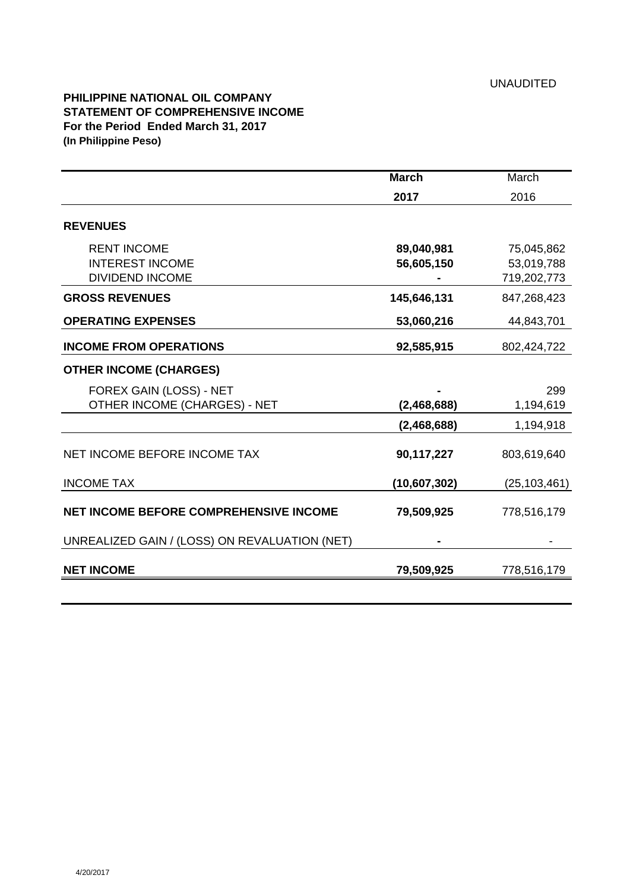UNAUDITED

**PHILIPPINE NATIONAL OIL COMPANY**
**STATEMENT OF COMPREHENSIVE INCOME**
**For the Period Ended March 31, 2017**
**(In Philippine Peso)**

| | **March 2017** | March 2016 |
|---|---|---|
| **REVENUES** | | |
| RENT INCOME | **89,040,981** | 75,045,862 |
| INTEREST INCOME | **56,605,150** | 53,019,788 |
| DIVIDEND INCOME | **-** | 719,202,773 |
| **GROSS REVENUES** | **145,646,131** | 847,268,423 |
| **OPERATING EXPENSES** | **53,060,216** | 44,843,701 |
| **INCOME FROM OPERATIONS** | **92,585,915** | 802,424,722 |
| **OTHER INCOME (CHARGES)** | | |
| FOREX GAIN (LOSS) - NET | **-** | 299 |
| OTHER INCOME (CHARGES) - NET | **(2,468,688)** | 1,194,619 |
| | **(2,468,688)** | 1,194,918 |
| NET INCOME BEFORE INCOME TAX | **90,117,227** | 803,619,640 |
| INCOME TAX | **(10,607,302)** | (25,103,461) |
| **NET INCOME BEFORE COMPREHENSIVE INCOME** | **79,509,925** | 778,516,179 |
| UNREALIZED GAIN / (LOSS) ON REVALUATION (NET) | **-** | - |
| **NET INCOME** | **79,509,925** | 778,516,179 |

4/20/2017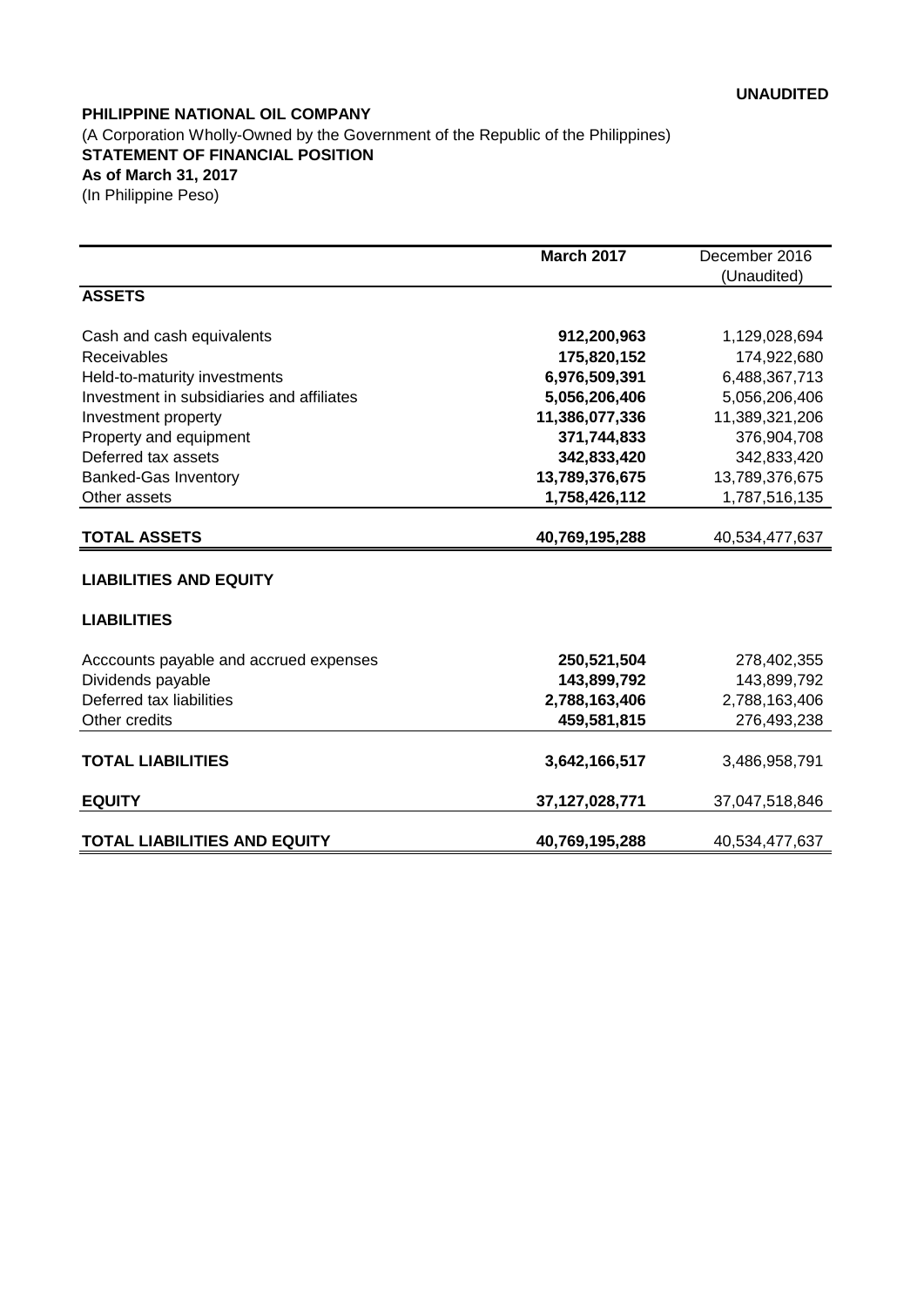**UNAUDITED**

**PHILIPPINE NATIONAL OIL COMPANY**
(A Corporation Wholly-Owned by the Government of the Republic of the Philippines)
**STATEMENT OF FINANCIAL POSITION**
**As of March 31, 2017**
(In Philippine Peso)

| | **March 2017** | December 2016 (Unaudited) |
|---|---|---|
| **ASSETS** | | |
| Cash and cash equivalents | **912,200,963** | 1,129,028,694 |
| Receivables | **175,820,152** | 174,922,680 |
| Held-to-maturity investments | **6,976,509,391** | 6,488,367,713 |
| Investment in subsidiaries and affiliates | **5,056,206,406** | 5,056,206,406 |
| Investment property | **11,386,077,336** | 11,389,321,206 |
| Property and equipment | **371,744,833** | 376,904,708 |
| Deferred tax assets | **342,833,420** | 342,833,420 |
| Banked-Gas Inventory | **13,789,376,675** | 13,789,376,675 |
| Other assets | **1,758,426,112** | 1,787,516,135 |
| **TOTAL ASSETS** | **40,769,195,288** | 40,534,477,637 |
| **LIABILITIES AND EQUITY** | | |
| **LIABILITIES** | | |
| Acccounts payable and accrued expenses | **250,521,504** | 278,402,355 |
| Dividends payable | **143,899,792** | 143,899,792 |
| Deferred tax liabilities | **2,788,163,406** | 2,788,163,406 |
| Other credits | **459,581,815** | 276,493,238 |
| **TOTAL LIABILITIES** | **3,642,166,517** | 3,486,958,791 |
| **EQUITY** | **37,127,028,771** | 37,047,518,846 |
| **TOTAL LIABILITIES AND EQUITY** | **40,769,195,288** | 40,534,477,637 |